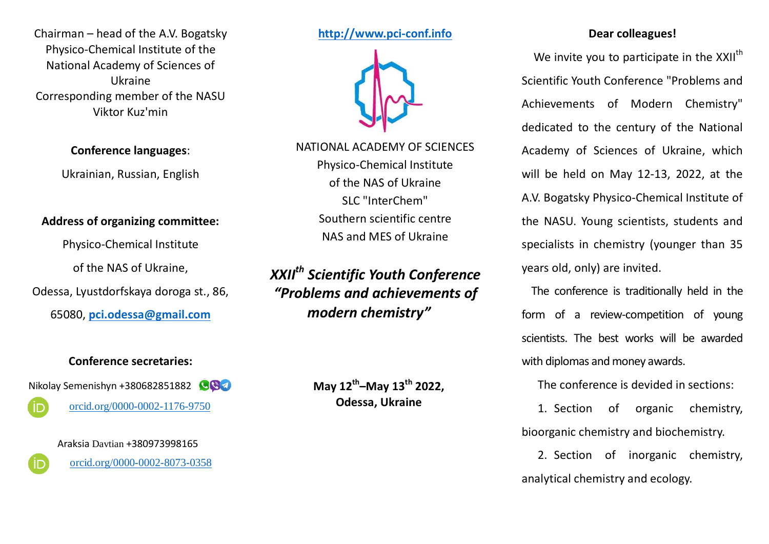Chairman – head of the A.V. Bogatsky Physico-Chemical Institute of the National Academy of Sciences of Ukraine
Corresponding member of the NASU
Viktor Kuz'min

**Conference languages**:

Ukrainian, Russian, English

**Address of organizing committee:**

Physico-Chemical Institute

of the NAS of Ukraine,

Odessa, Lyustdorfskaya doroga st., 86,

65080, **pci.odessa@gmail.com**

**Conference secretaries:**

Nikolay Semenishyn +380682851882

orcid.org/0000-0002-1176-9750

Araksia Davtian +380973998165

orcid.org/0000-0002-8073-0358

**http://www.pci-conf.info**

NATIONAL ACADEMY OF SCIENCES
Physico-Chemical Institute
of the NAS of Ukraine
SLC "InterChem"
Southern scientific centre
NAS and MES of Ukraine

# *XXII$^{th}$ Scientific Youth Conference "Problems and achievements of modern chemistry"*

**May 12$^{th}$–May 13$^{th}$ 2022,**
**Odessa, Ukraine**

**Dear colleagues!**

We invite you to participate in the XXII$^{th}$ Scientific Youth Conference "Problems and Achievements of Modern Chemistry" dedicated to the century of the National Academy of Sciences of Ukraine, which will be held on May 12-13, 2022, at the A.V. Bogatsky Physico-Chemical Institute of the NASU. Young scientists, students and specialists in chemistry (younger than 35 years old, only) are invited.

The conference is traditionally held in the form of a review-competition of young scientists. The best works will be awarded with diplomas and money awards.

The conference is devided in sections:

1. Section of organic chemistry, bioorganic chemistry and biochemistry.
2. Section of inorganic chemistry, analytical chemistry and ecology.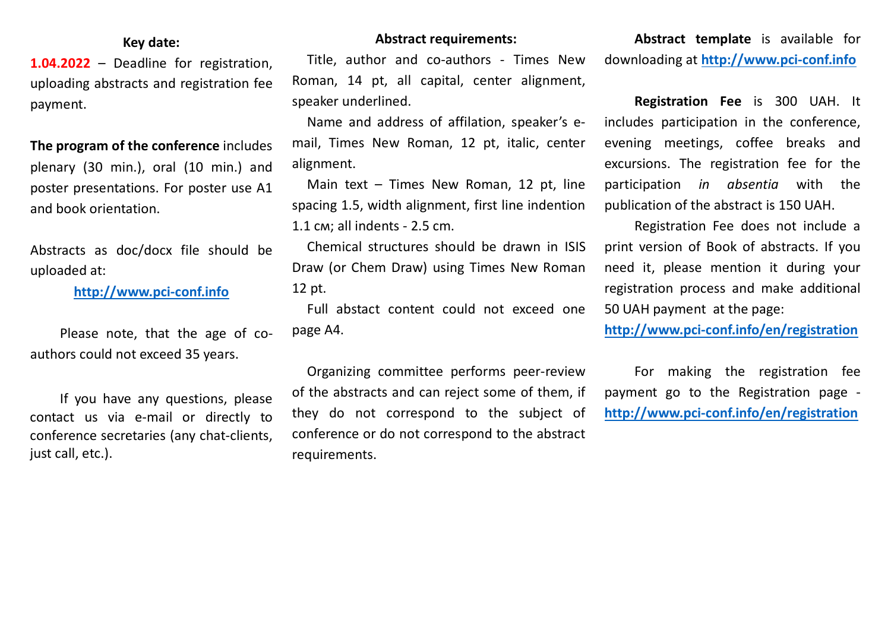**Key date:**

**1.04.2022** – Deadline for registration, uploading abstracts and registration fee payment.

**The program of the conference** includes plenary (30 min.), oral (10 min.) and poster presentations. For poster use A1 and book orientation.

Abstracts as doc/docx file should be uploaded at:

**http://www.pci-conf.info**

Please note, that the age of co-authors could not exceed 35 years.

If you have any questions, please contact us via e-mail or directly to conference secretaries (any chat-clients, just call, etc.).

**Abstract requirements:**

Title, author and co-authors - Times New Roman, 14 pt, all capital, center alignment, speaker underlined.

Name and address of affilation, speaker's e-mail, Times New Roman, 12 pt, italic, center alignment.

Main text – Times New Roman, 12 pt, line spacing 1.5, width alignment, first line indention 1.1 см; all indents - 2.5 cm.

Chemical structures should be drawn in ISIS Draw (or Chem Draw) using Times New Roman 12 pt.

Full abstact content could not exceed one page A4.

Organizing committee performs peer-review of the abstracts and can reject some of them, if they do not correspond to the subject of conference or do not correspond to the abstract requirements.

**Abstract template** is available for downloading at **http://www.pci-conf.info**

**Registration Fee** is 300 UAH. It includes participation in the conference, evening meetings, coffee breaks and excursions. The registration fee for the participation *in absentia* with the publication of the abstract is 150 UAH.

Registration Fee does not include a print version of Book of abstracts. If you need it, please mention it during your registration process and make additional 50 UAH payment at the page:
**http://www.pci-conf.info/en/registration**

For making the registration fee payment go to the Registration page - **http://www.pci-conf.info/en/registration**